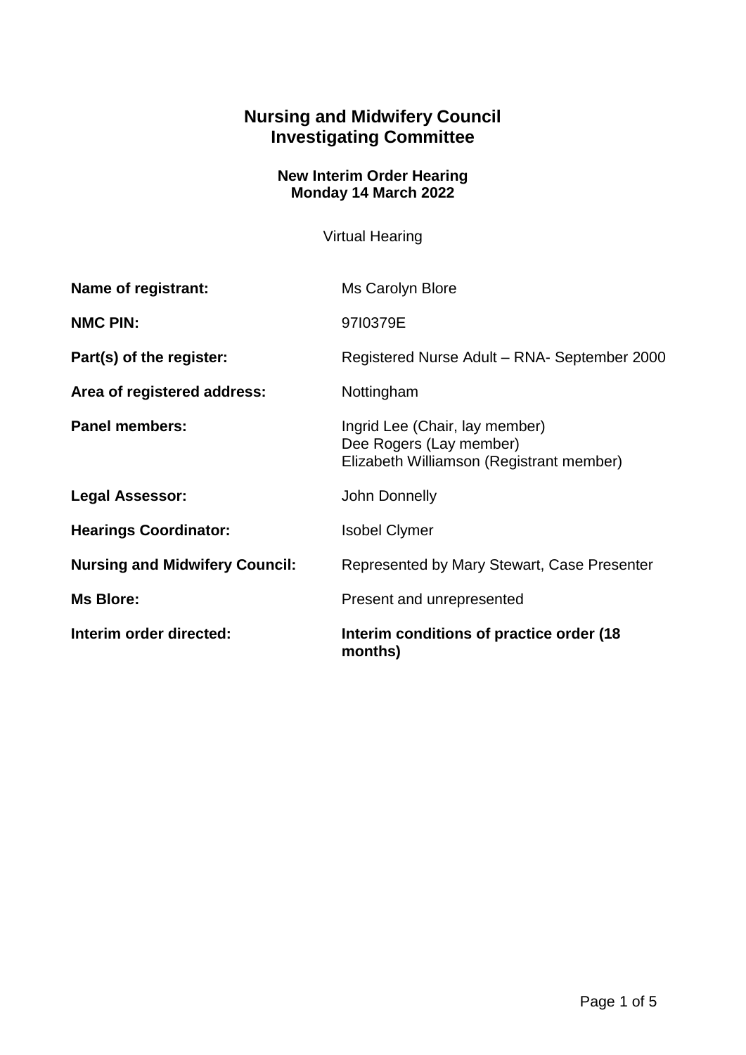# Nursing and Midwifery Council
# Investigating Committee

### New Interim Order Hearing
### Monday 14 March 2022

Virtual Hearing

| | |
|---|---|
| **Name of registrant:** | Ms Carolyn Blore |
| **NMC PIN:** | 97I0379E |
| **Part(s) of the register:** | Registered Nurse Adult – RNA- September 2000 |
| **Area of registered address:** | Nottingham |
| **Panel members:** | Ingrid Lee (Chair, lay member)<br>Dee Rogers (Lay member)<br>Elizabeth Williamson (Registrant member) |
| **Legal Assessor:** | John Donnelly |
| **Hearings Coordinator:** | Isobel Clymer |
| **Nursing and Midwifery Council:** | Represented by Mary Stewart, Case Presenter |
| **Ms Blore:** | Present and unrepresented |
| **Interim order directed:** | **Interim conditions of practice order (18 months)** |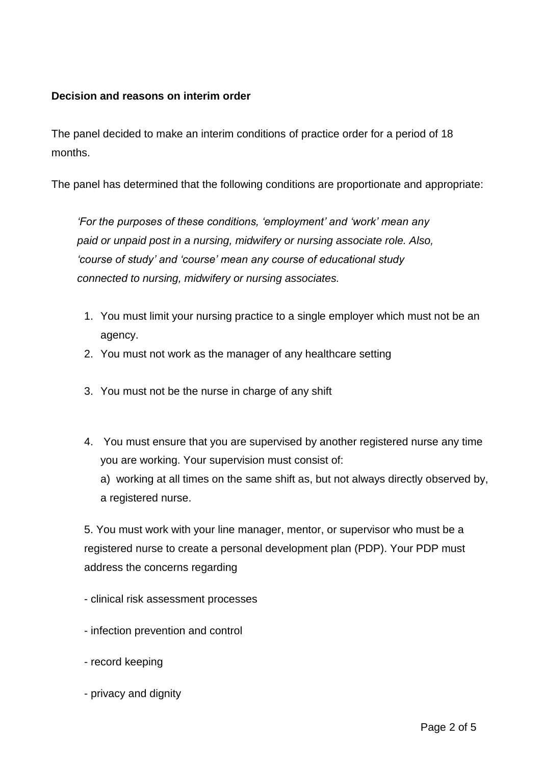**Decision and reasons on interim order**

The panel decided to make an interim conditions of practice order for a period of 18 months.

The panel has determined that the following conditions are proportionate and appropriate:

> *'For the purposes of these conditions, 'employment' and 'work' mean any paid or unpaid post in a nursing, midwifery or nursing associate role. Also, 'course of study' and 'course' mean any course of educational study connected to nursing, midwifery or nursing associates.*

1. You must limit your nursing practice to a single employer which must not be an agency.
2. You must not work as the manager of any healthcare setting
3. You must not be the nurse in charge of any shift
4. You must ensure that you are supervised by another registered nurse any time you are working. Your supervision must consist of:

   a) working at all times on the same shift as, but not always directly observed by, a registered nurse.

5. You must work with your line manager, mentor, or supervisor who must be a registered nurse to create a personal development plan (PDP). Your PDP must address the concerns regarding

   - clinical risk assessment processes
   - infection prevention and control
   - record keeping
   - privacy and dignity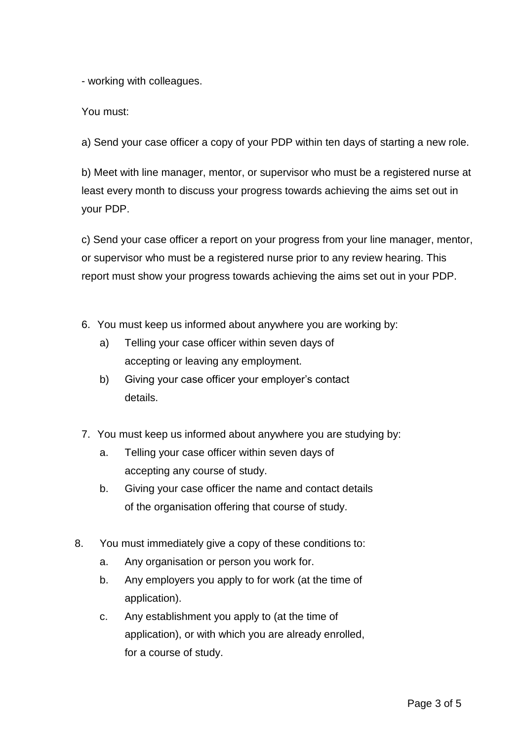- working with colleagues.

You must:

a) Send your case officer a copy of your PDP within ten days of starting a new role.

b) Meet with line manager, mentor, or supervisor who must be a registered nurse at least every month to discuss your progress towards achieving the aims set out in your PDP.

c) Send your case officer a report on your progress from your line manager, mentor, or supervisor who must be a registered nurse prior to any review hearing. This report must show your progress towards achieving the aims set out in your PDP.

6. You must keep us informed about anywhere you are working by:
   a) Telling your case officer within seven days of accepting or leaving any employment.
   b) Giving your case officer your employer's contact details.

7. You must keep us informed about anywhere you are studying by:
   a. Telling your case officer within seven days of accepting any course of study.
   b. Giving your case officer the name and contact details of the organisation offering that course of study.

8. You must immediately give a copy of these conditions to:
   a. Any organisation or person you work for.
   b. Any employers you apply to for work (at the time of application).
   c. Any establishment you apply to (at the time of application), or with which you are already enrolled, for a course of study.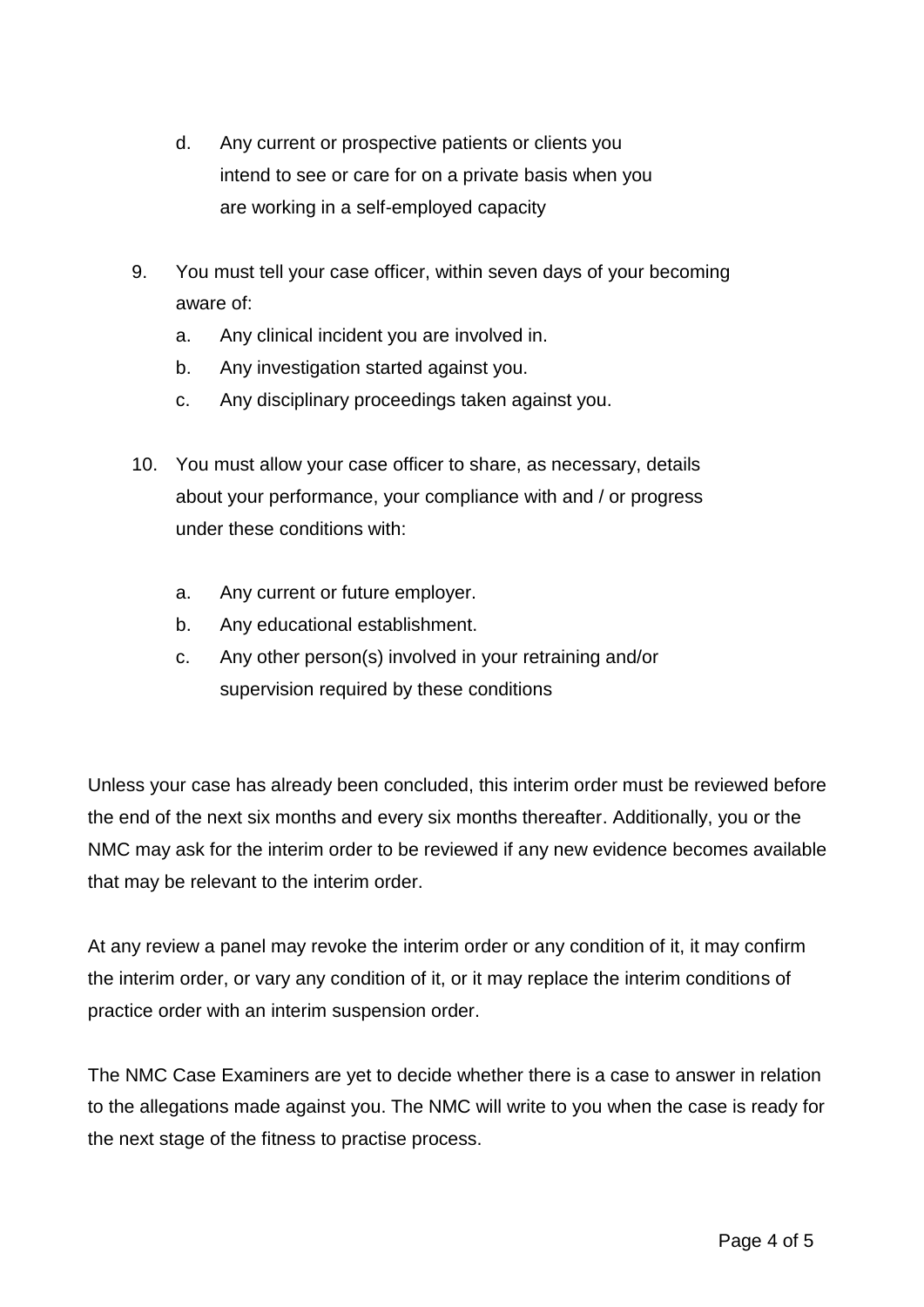d. Any current or prospective patients or clients you intend to see or care for on a private basis when you are working in a self-employed capacity

9. You must tell your case officer, within seven days of your becoming aware of:
   a. Any clinical incident you are involved in.
   b. Any investigation started against you.
   c. Any disciplinary proceedings taken against you.

10. You must allow your case officer to share, as necessary, details about your performance, your compliance with and / or progress under these conditions with:
    a. Any current or future employer.
    b. Any educational establishment.
    c. Any other person(s) involved in your retraining and/or supervision required by these conditions

Unless your case has already been concluded, this interim order must be reviewed before the end of the next six months and every six months thereafter. Additionally, you or the NMC may ask for the interim order to be reviewed if any new evidence becomes available that may be relevant to the interim order.

At any review a panel may revoke the interim order or any condition of it, it may confirm the interim order, or vary any condition of it, or it may replace the interim conditions of practice order with an interim suspension order.

The NMC Case Examiners are yet to decide whether there is a case to answer in relation to the allegations made against you. The NMC will write to you when the case is ready for the next stage of the fitness to practise process.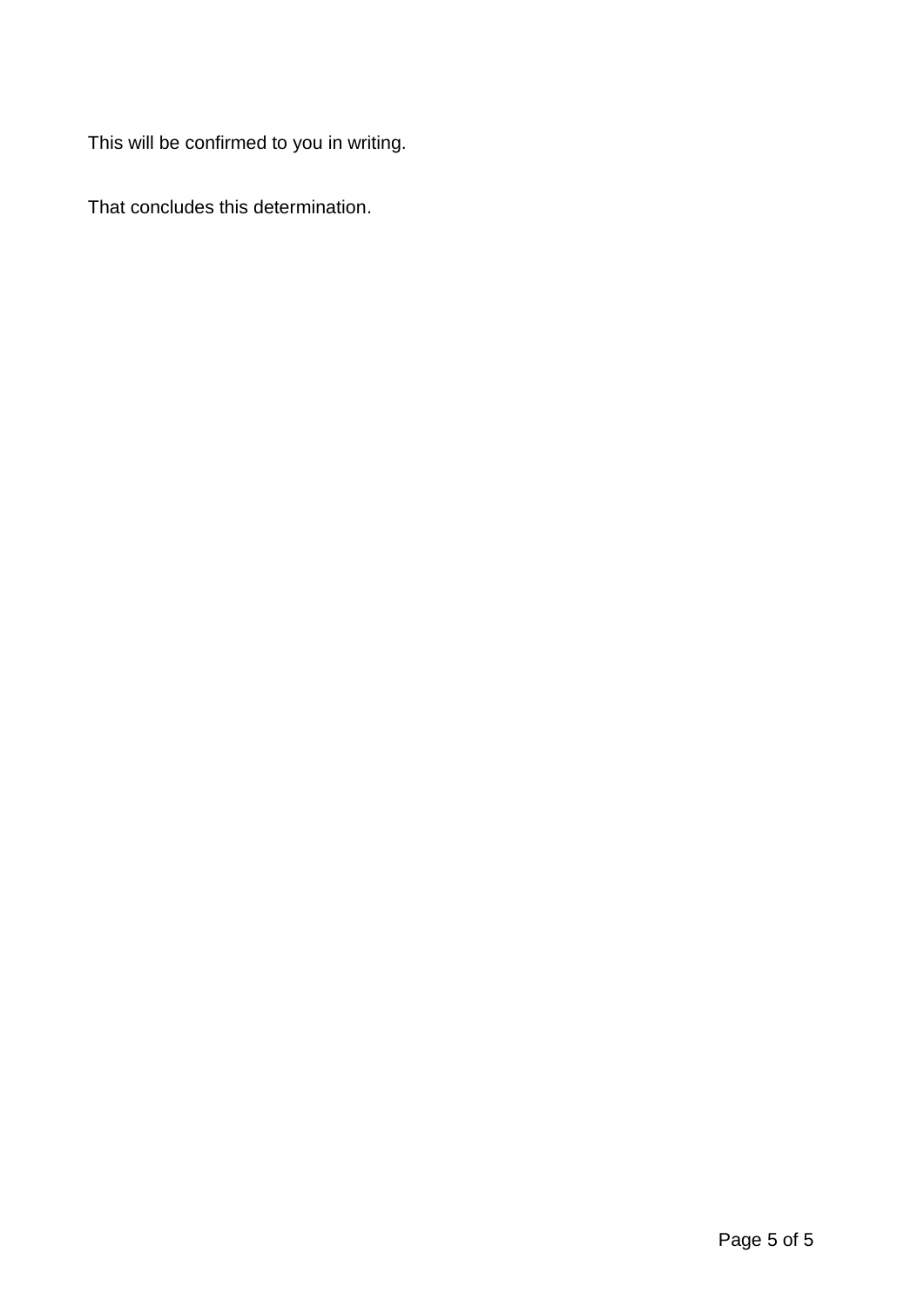This will be confirmed to you in writing.

That concludes this determination.